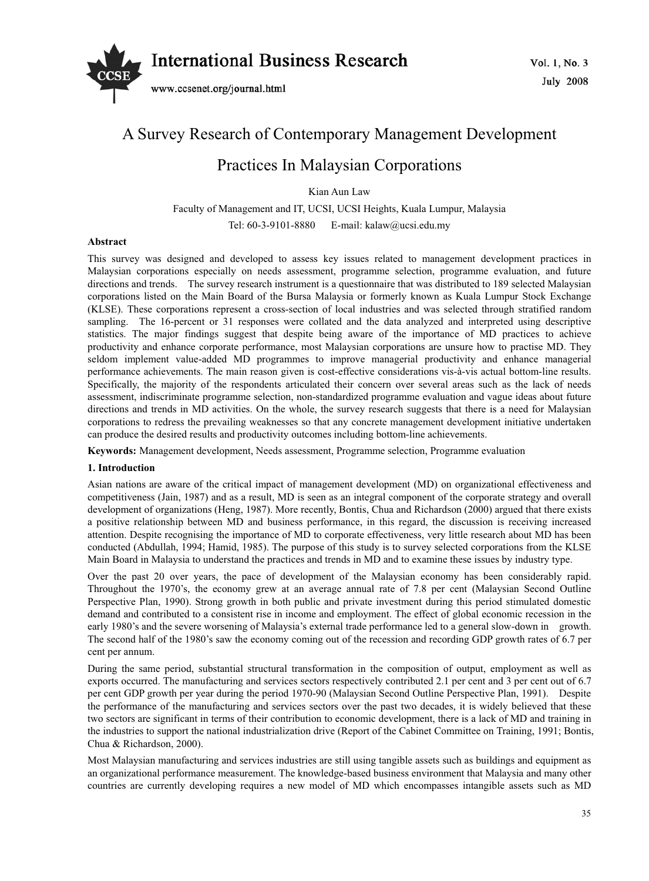# A Survey Research of Contemporary Management Development Practices In Malaysian Corporations

Kian Aun Law

Faculty of Management and IT, UCSI, UCSI Heights, Kuala Lumpur, Malaysia

Tel: 60-3-9101-8880 E-mail: kalaw@ucsi.edu.my

**Abstract**

This survey was designed and developed to assess key issues related to management development practices in Malaysian corporations especially on needs assessment, programme selection, programme evaluation, and future directions and trends. The survey research instrument is a questionnaire that was distributed to 189 selected Malaysian corporations listed on the Main Board of the Bursa Malaysia or formerly known as Kuala Lumpur Stock Exchange (KLSE). These corporations represent a cross-section of local industries and was selected through stratified random sampling. The 16-percent or 31 responses were collated and the data analyzed and interpreted using descriptive statistics. The major findings suggest that despite being aware of the importance of MD practices to achieve productivity and enhance corporate performance, most Malaysian corporations are unsure how to practise MD. They seldom implement value-added MD programmes to improve managerial productivity and enhance managerial performance achievements. The main reason given is cost-effective considerations vis-à-vis actual bottom-line results. Specifically, the majority of the respondents articulated their concern over several areas such as the lack of needs assessment, indiscriminate programme selection, non-standardized programme evaluation and vague ideas about future directions and trends in MD activities. On the whole, the survey research suggests that there is a need for Malaysian corporations to redress the prevailing weaknesses so that any concrete management development initiative undertaken can produce the desired results and productivity outcomes including bottom-line achievements.

**Keywords:** Management development, Needs assessment, Programme selection, Programme evaluation

## 1. Introduction

Asian nations are aware of the critical impact of management development (MD) on organizational effectiveness and competitiveness (Jain, 1987) and as a result, MD is seen as an integral component of the corporate strategy and overall development of organizations (Heng, 1987). More recently, Bontis, Chua and Richardson (2000) argued that there exists a positive relationship between MD and business performance, in this regard, the discussion is receiving increased attention. Despite recognising the importance of MD to corporate effectiveness, very little research about MD has been conducted (Abdullah, 1994; Hamid, 1985). The purpose of this study is to survey selected corporations from the KLSE Main Board in Malaysia to understand the practices and trends in MD and to examine these issues by industry type.

Over the past 20 over years, the pace of development of the Malaysian economy has been considerably rapid. Throughout the 1970's, the economy grew at an average annual rate of 7.8 per cent (Malaysian Second Outline Perspective Plan, 1990). Strong growth in both public and private investment during this period stimulated domestic demand and contributed to a consistent rise in income and employment. The effect of global economic recession in the early 1980's and the severe worsening of Malaysia's external trade performance led to a general slow-down in growth. The second half of the 1980's saw the economy coming out of the recession and recording GDP growth rates of 6.7 per cent per annum.

During the same period, substantial structural transformation in the composition of output, employment as well as exports occurred. The manufacturing and services sectors respectively contributed 2.1 per cent and 3 per cent out of 6.7 per cent GDP growth per year during the period 1970-90 (Malaysian Second Outline Perspective Plan, 1991). Despite the performance of the manufacturing and services sectors over the past two decades, it is widely believed that these two sectors are significant in terms of their contribution to economic development, there is a lack of MD and training in the industries to support the national industrialization drive (Report of the Cabinet Committee on Training, 1991; Bontis, Chua & Richardson, 2000).

Most Malaysian manufacturing and services industries are still using tangible assets such as buildings and equipment as an organizational performance measurement. The knowledge-based business environment that Malaysia and many other countries are currently developing requires a new model of MD which encompasses intangible assets such as MD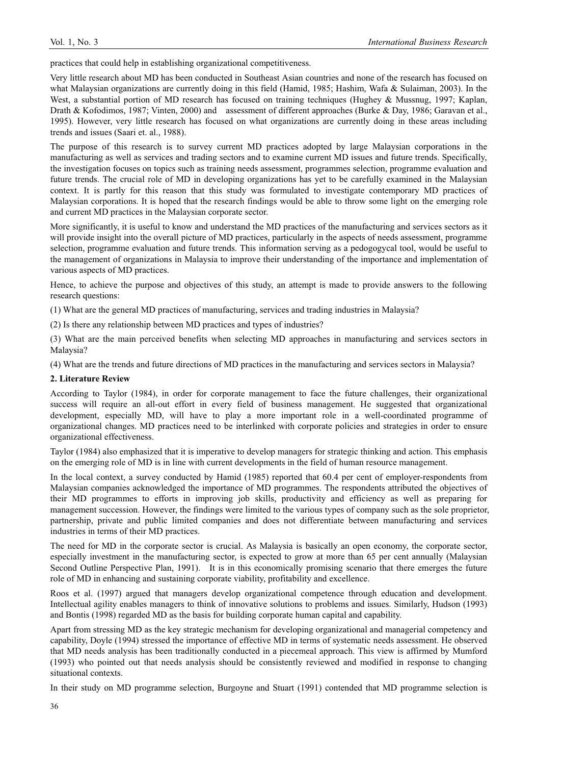practices that could help in establishing organizational competitiveness.

Very little research about MD has been conducted in Southeast Asian countries and none of the research has focused on what Malaysian organizations are currently doing in this field (Hamid, 1985; Hashim, Wafa & Sulaiman, 2003). In the West, a substantial portion of MD research has focused on training techniques (Hughey & Mussnug, 1997; Kaplan, Drath & Kofodimos, 1987; Vinten, 2000) and assessment of different approaches (Burke & Day, 1986; Garavan et al., 1995). However, very little research has focused on what organizations are currently doing in these areas including trends and issues (Saari et. al., 1988).

The purpose of this research is to survey current MD practices adopted by large Malaysian corporations in the manufacturing as well as services and trading sectors and to examine current MD issues and future trends. Specifically, the investigation focuses on topics such as training needs assessment, programmes selection, programme evaluation and future trends. The crucial role of MD in developing organizations has yet to be carefully examined in the Malaysian context. It is partly for this reason that this study was formulated to investigate contemporary MD practices of Malaysian corporations. It is hoped that the research findings would be able to throw some light on the emerging role and current MD practices in the Malaysian corporate sector.

More significantly, it is useful to know and understand the MD practices of the manufacturing and services sectors as it will provide insight into the overall picture of MD practices, particularly in the aspects of needs assessment, programme selection, programme evaluation and future trends. This information serving as a pedogogycal tool, would be useful to the management of organizations in Malaysia to improve their understanding of the importance and implementation of various aspects of MD practices.

Hence, to achieve the purpose and objectives of this study, an attempt is made to provide answers to the following research questions:

(1) What are the general MD practices of manufacturing, services and trading industries in Malaysia?

(2) Is there any relationship between MD practices and types of industries?

(3) What are the main perceived benefits when selecting MD approaches in manufacturing and services sectors in Malaysia?

(4) What are the trends and future directions of MD practices in the manufacturing and services sectors in Malaysia?

## 2. Literature Review

According to Taylor (1984), in order for corporate management to face the future challenges, their organizational success will require an all-out effort in every field of business management. He suggested that organizational development, especially MD, will have to play a more important role in a well-coordinated programme of organizational changes. MD practices need to be interlinked with corporate policies and strategies in order to ensure organizational effectiveness.

Taylor (1984) also emphasized that it is imperative to develop managers for strategic thinking and action. This emphasis on the emerging role of MD is in line with current developments in the field of human resource management.

In the local context, a survey conducted by Hamid (1985) reported that 60.4 per cent of employer-respondents from Malaysian companies acknowledged the importance of MD programmes. The respondents attributed the objectives of their MD programmes to efforts in improving job skills, productivity and efficiency as well as preparing for management succession. However, the findings were limited to the various types of company such as the sole proprietor, partnership, private and public limited companies and does not differentiate between manufacturing and services industries in terms of their MD practices.

The need for MD in the corporate sector is crucial. As Malaysia is basically an open economy, the corporate sector, especially investment in the manufacturing sector, is expected to grow at more than 65 per cent annually (Malaysian Second Outline Perspective Plan, 1991). It is in this economically promising scenario that there emerges the future role of MD in enhancing and sustaining corporate viability, profitability and excellence.

Roos et al. (1997) argued that managers develop organizational competence through education and development. Intellectual agility enables managers to think of innovative solutions to problems and issues. Similarly, Hudson (1993) and Bontis (1998) regarded MD as the basis for building corporate human capital and capability.

Apart from stressing MD as the key strategic mechanism for developing organizational and managerial competency and capability, Doyle (1994) stressed the importance of effective MD in terms of systematic needs assessment. He observed that MD needs analysis has been traditionally conducted in a piecemeal approach. This view is affirmed by Mumford (1993) who pointed out that needs analysis should be consistently reviewed and modified in response to changing situational contexts.

In their study on MD programme selection, Burgoyne and Stuart (1991) contended that MD programme selection is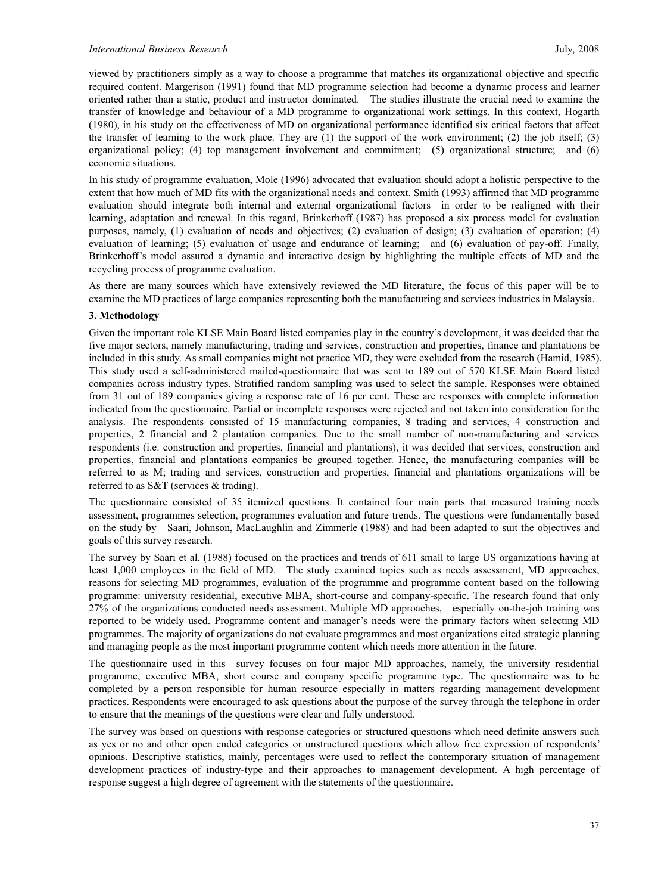viewed by practitioners simply as a way to choose a programme that matches its organizational objective and specific required content. Margerison (1991) found that MD programme selection had become a dynamic process and learner oriented rather than a static, product and instructor dominated. The studies illustrate the crucial need to examine the transfer of knowledge and behaviour of a MD programme to organizational work settings. In this context, Hogarth (1980), in his study on the effectiveness of MD on organizational performance identified six critical factors that affect the transfer of learning to the work place. They are (1) the support of the work environment; (2) the job itself; (3) organizational policy; (4) top management involvement and commitment; (5) organizational structure; and (6) economic situations.

In his study of programme evaluation, Mole (1996) advocated that evaluation should adopt a holistic perspective to the extent that how much of MD fits with the organizational needs and context. Smith (1993) affirmed that MD programme evaluation should integrate both internal and external organizational factors in order to be realigned with their learning, adaptation and renewal. In this regard, Brinkerhoff (1987) has proposed a six process model for evaluation purposes, namely, (1) evaluation of needs and objectives; (2) evaluation of design; (3) evaluation of operation; (4) evaluation of learning; (5) evaluation of usage and endurance of learning; and (6) evaluation of pay-off. Finally, Brinkerhoff's model assured a dynamic and interactive design by highlighting the multiple effects of MD and the recycling process of programme evaluation.

As there are many sources which have extensively reviewed the MD literature, the focus of this paper will be to examine the MD practices of large companies representing both the manufacturing and services industries in Malaysia.

### 3. Methodology

Given the important role KLSE Main Board listed companies play in the country's development, it was decided that the five major sectors, namely manufacturing, trading and services, construction and properties, finance and plantations be included in this study. As small companies might not practice MD, they were excluded from the research (Hamid, 1985). This study used a self-administered mailed-questionnaire that was sent to 189 out of 570 KLSE Main Board listed companies across industry types. Stratified random sampling was used to select the sample. Responses were obtained from 31 out of 189 companies giving a response rate of 16 per cent. These are responses with complete information indicated from the questionnaire. Partial or incomplete responses were rejected and not taken into consideration for the analysis. The respondents consisted of 15 manufacturing companies, 8 trading and services, 4 construction and properties, 2 financial and 2 plantation companies. Due to the small number of non-manufacturing and services respondents (i.e. construction and properties, financial and plantations), it was decided that services, construction and properties, financial and plantations companies be grouped together. Hence, the manufacturing companies will be referred to as M; trading and services, construction and properties, financial and plantations organizations will be referred to as S&T (services & trading).

The questionnaire consisted of 35 itemized questions. It contained four main parts that measured training needs assessment, programmes selection, programmes evaluation and future trends. The questions were fundamentally based on the study by Saari, Johnson, MacLaughlin and Zimmerle (1988) and had been adapted to suit the objectives and goals of this survey research.

The survey by Saari et al. (1988) focused on the practices and trends of 611 small to large US organizations having at least 1,000 employees in the field of MD. The study examined topics such as needs assessment, MD approaches, reasons for selecting MD programmes, evaluation of the programme and programme content based on the following programme: university residential, executive MBA, short-course and company-specific. The research found that only 27% of the organizations conducted needs assessment. Multiple MD approaches, especially on-the-job training was reported to be widely used. Programme content and manager's needs were the primary factors when selecting MD programmes. The majority of organizations do not evaluate programmes and most organizations cited strategic planning and managing people as the most important programme content which needs more attention in the future.

The questionnaire used in this survey focuses on four major MD approaches, namely, the university residential programme, executive MBA, short course and company specific programme type. The questionnaire was to be completed by a person responsible for human resource especially in matters regarding management development practices. Respondents were encouraged to ask questions about the purpose of the survey through the telephone in order to ensure that the meanings of the questions were clear and fully understood.

The survey was based on questions with response categories or structured questions which need definite answers such as yes or no and other open ended categories or unstructured questions which allow free expression of respondents' opinions. Descriptive statistics, mainly, percentages were used to reflect the contemporary situation of management development practices of industry-type and their approaches to management development. A high percentage of response suggest a high degree of agreement with the statements of the questionnaire.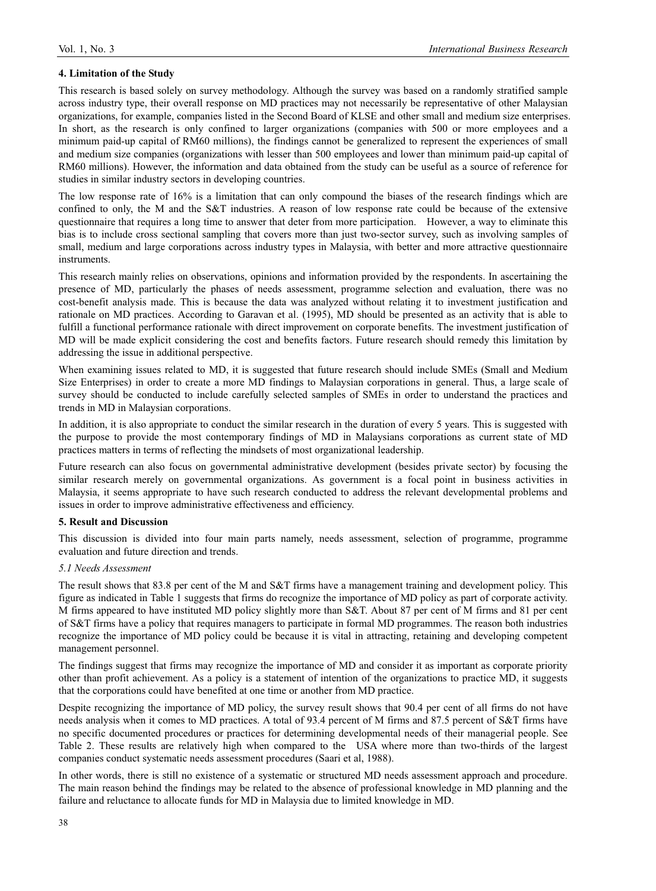## 4. Limitation of the Study

This research is based solely on survey methodology. Although the survey was based on a randomly stratified sample across industry type, their overall response on MD practices may not necessarily be representative of other Malaysian organizations, for example, companies listed in the Second Board of KLSE and other small and medium size enterprises. In short, as the research is only confined to larger organizations (companies with 500 or more employees and a minimum paid-up capital of RM60 millions), the findings cannot be generalized to represent the experiences of small and medium size companies (organizations with lesser than 500 employees and lower than minimum paid-up capital of RM60 millions). However, the information and data obtained from the study can be useful as a source of reference for studies in similar industry sectors in developing countries.

The low response rate of 16% is a limitation that can only compound the biases of the research findings which are confined to only, the M and the S&T industries. A reason of low response rate could be because of the extensive questionnaire that requires a long time to answer that deter from more participation. However, a way to eliminate this bias is to include cross sectional sampling that covers more than just two-sector survey, such as involving samples of small, medium and large corporations across industry types in Malaysia, with better and more attractive questionnaire instruments.

This research mainly relies on observations, opinions and information provided by the respondents. In ascertaining the presence of MD, particularly the phases of needs assessment, programme selection and evaluation, there was no cost-benefit analysis made. This is because the data was analyzed without relating it to investment justification and rationale on MD practices. According to Garavan et al. (1995), MD should be presented as an activity that is able to fulfill a functional performance rationale with direct improvement on corporate benefits. The investment justification of MD will be made explicit considering the cost and benefits factors. Future research should remedy this limitation by addressing the issue in additional perspective.

When examining issues related to MD, it is suggested that future research should include SMEs (Small and Medium Size Enterprises) in order to create a more MD findings to Malaysian corporations in general. Thus, a large scale of survey should be conducted to include carefully selected samples of SMEs in order to understand the practices and trends in MD in Malaysian corporations.

In addition, it is also appropriate to conduct the similar research in the duration of every 5 years. This is suggested with the purpose to provide the most contemporary findings of MD in Malaysians corporations as current state of MD practices matters in terms of reflecting the mindsets of most organizational leadership.

Future research can also focus on governmental administrative development (besides private sector) by focusing the similar research merely on governmental organizations. As government is a focal point in business activities in Malaysia, it seems appropriate to have such research conducted to address the relevant developmental problems and issues in order to improve administrative effectiveness and efficiency.

## 5. Result and Discussion

This discussion is divided into four main parts namely, needs assessment, selection of programme, programme evaluation and future direction and trends.

### *5.1 Needs Assessment*

The result shows that 83.8 per cent of the M and S&T firms have a management training and development policy. This figure as indicated in Table 1 suggests that firms do recognize the importance of MD policy as part of corporate activity. M firms appeared to have instituted MD policy slightly more than S&T. About 87 per cent of M firms and 81 per cent of S&T firms have a policy that requires managers to participate in formal MD programmes. The reason both industries recognize the importance of MD policy could be because it is vital in attracting, retaining and developing competent management personnel.

The findings suggest that firms may recognize the importance of MD and consider it as important as corporate priority other than profit achievement. As a policy is a statement of intention of the organizations to practice MD, it suggests that the corporations could have benefited at one time or another from MD practice.

Despite recognizing the importance of MD policy, the survey result shows that 90.4 per cent of all firms do not have needs analysis when it comes to MD practices. A total of 93.4 percent of M firms and 87.5 percent of S&T firms have no specific documented procedures or practices for determining developmental needs of their managerial people. See Table 2. These results are relatively high when compared to the USA where more than two-thirds of the largest companies conduct systematic needs assessment procedures (Saari et al, 1988).

In other words, there is still no existence of a systematic or structured MD needs assessment approach and procedure. The main reason behind the findings may be related to the absence of professional knowledge in MD planning and the failure and reluctance to allocate funds for MD in Malaysia due to limited knowledge in MD.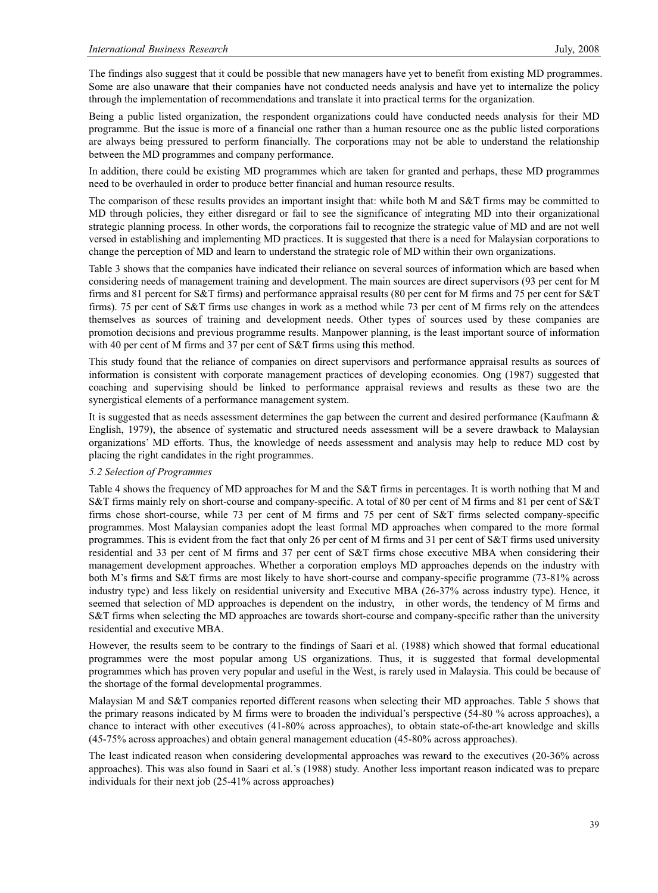The findings also suggest that it could be possible that new managers have yet to benefit from existing MD programmes. Some are also unaware that their companies have not conducted needs analysis and have yet to internalize the policy through the implementation of recommendations and translate it into practical terms for the organization.

Being a public listed organization, the respondent organizations could have conducted needs analysis for their MD programme. But the issue is more of a financial one rather than a human resource one as the public listed corporations are always being pressured to perform financially. The corporations may not be able to understand the relationship between the MD programmes and company performance.

In addition, there could be existing MD programmes which are taken for granted and perhaps, these MD programmes need to be overhauled in order to produce better financial and human resource results.

The comparison of these results provides an important insight that: while both M and S&T firms may be committed to MD through policies, they either disregard or fail to see the significance of integrating MD into their organizational strategic planning process. In other words, the corporations fail to recognize the strategic value of MD and are not well versed in establishing and implementing MD practices. It is suggested that there is a need for Malaysian corporations to change the perception of MD and learn to understand the strategic role of MD within their own organizations.

Table 3 shows that the companies have indicated their reliance on several sources of information which are based when considering needs of management training and development. The main sources are direct supervisors (93 per cent for M firms and 81 percent for S&T firms) and performance appraisal results (80 per cent for M firms and 75 per cent for S&T firms). 75 per cent of S&T firms use changes in work as a method while 73 per cent of M firms rely on the attendees themselves as sources of training and development needs. Other types of sources used by these companies are promotion decisions and previous programme results. Manpower planning, is the least important source of information with 40 per cent of M firms and 37 per cent of S&T firms using this method.

This study found that the reliance of companies on direct supervisors and performance appraisal results as sources of information is consistent with corporate management practices of developing economies. Ong (1987) suggested that coaching and supervising should be linked to performance appraisal reviews and results as these two are the synergistical elements of a performance management system.

It is suggested that as needs assessment determines the gap between the current and desired performance (Kaufmann & English, 1979), the absence of systematic and structured needs assessment will be a severe drawback to Malaysian organizations' MD efforts. Thus, the knowledge of needs assessment and analysis may help to reduce MD cost by placing the right candidates in the right programmes.

*5.2 Selection of Programmes*

Table 4 shows the frequency of MD approaches for M and the S&T firms in percentages. It is worth nothing that M and S&T firms mainly rely on short-course and company-specific. A total of 80 per cent of M firms and 81 per cent of S&T firms chose short-course, while 73 per cent of M firms and 75 per cent of S&T firms selected company-specific programmes. Most Malaysian companies adopt the least formal MD approaches when compared to the more formal programmes. This is evident from the fact that only 26 per cent of M firms and 31 per cent of S&T firms used university residential and 33 per cent of M firms and 37 per cent of S&T firms chose executive MBA when considering their management development approaches. Whether a corporation employs MD approaches depends on the industry with both M's firms and S&T firms are most likely to have short-course and company-specific programme (73-81% across industry type) and less likely on residential university and Executive MBA (26-37% across industry type). Hence, it seemed that selection of MD approaches is dependent on the industry, in other words, the tendency of M firms and S&T firms when selecting the MD approaches are towards short-course and company-specific rather than the university residential and executive MBA.

However, the results seem to be contrary to the findings of Saari et al. (1988) which showed that formal educational programmes were the most popular among US organizations. Thus, it is suggested that formal developmental programmes which has proven very popular and useful in the West, is rarely used in Malaysia. This could be because of the shortage of the formal developmental programmes.

Malaysian M and S&T companies reported different reasons when selecting their MD approaches. Table 5 shows that the primary reasons indicated by M firms were to broaden the individual's perspective (54-80 % across approaches), a chance to interact with other executives (41-80% across approaches), to obtain state-of-the-art knowledge and skills (45-75% across approaches) and obtain general management education (45-80% across approaches).

The least indicated reason when considering developmental approaches was reward to the executives (20-36% across approaches). This was also found in Saari et al.'s (1988) study. Another less important reason indicated was to prepare individuals for their next job (25-41% across approaches)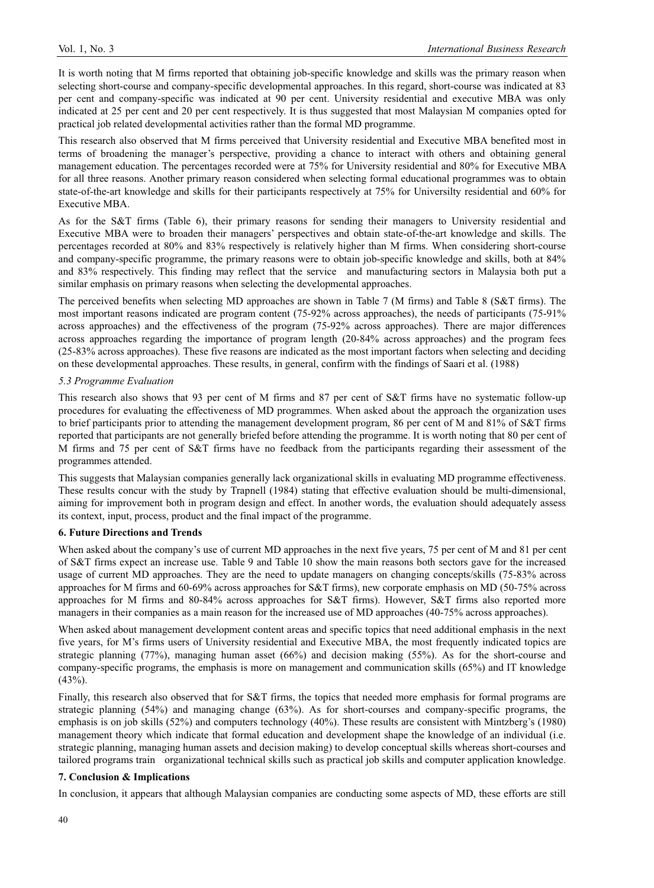It is worth noting that M firms reported that obtaining job-specific knowledge and skills was the primary reason when selecting short-course and company-specific developmental approaches. In this regard, short-course was indicated at 83 per cent and company-specific was indicated at 90 per cent. University residential and executive MBA was only indicated at 25 per cent and 20 per cent respectively. It is thus suggested that most Malaysian M companies opted for practical job related developmental activities rather than the formal MD programme.

This research also observed that M firms perceived that University residential and Executive MBA benefited most in terms of broadening the manager's perspective, providing a chance to interact with others and obtaining general management education. The percentages recorded were at 75% for University residential and 80% for Executive MBA for all three reasons. Another primary reason considered when selecting formal educational programmes was to obtain state-of-the-art knowledge and skills for their participants respectively at 75% for Universilty residential and 60% for Executive MBA.

As for the S&T firms (Table 6), their primary reasons for sending their managers to University residential and Executive MBA were to broaden their managers' perspectives and obtain state-of-the-art knowledge and skills. The percentages recorded at 80% and 83% respectively is relatively higher than M firms. When considering short-course and company-specific programme, the primary reasons were to obtain job-specific knowledge and skills, both at 84% and 83% respectively. This finding may reflect that the service and manufacturing sectors in Malaysia both put a similar emphasis on primary reasons when selecting the developmental approaches.

The perceived benefits when selecting MD approaches are shown in Table 7 (M firms) and Table 8 (S&T firms). The most important reasons indicated are program content (75-92% across approaches), the needs of participants (75-91% across approaches) and the effectiveness of the program (75-92% across approaches). There are major differences across approaches regarding the importance of program length (20-84% across approaches) and the program fees (25-83% across approaches). These five reasons are indicated as the most important factors when selecting and deciding on these developmental approaches. These results, in general, confirm with the findings of Saari et al. (1988)

### *5.3 Programme Evaluation*

This research also shows that 93 per cent of M firms and 87 per cent of S&T firms have no systematic follow-up procedures for evaluating the effectiveness of MD programmes. When asked about the approach the organization uses to brief participants prior to attending the management development program, 86 per cent of M and 81% of S&T firms reported that participants are not generally briefed before attending the programme. It is worth noting that 80 per cent of M firms and 75 per cent of S&T firms have no feedback from the participants regarding their assessment of the programmes attended.

This suggests that Malaysian companies generally lack organizational skills in evaluating MD programme effectiveness. These results concur with the study by Trapnell (1984) stating that effective evaluation should be multi-dimensional, aiming for improvement both in program design and effect. In another words, the evaluation should adequately assess its context, input, process, product and the final impact of the programme.

## **6. Future Directions and Trends**

When asked about the company's use of current MD approaches in the next five years, 75 per cent of M and 81 per cent of S&T firms expect an increase use. Table 9 and Table 10 show the main reasons both sectors gave for the increased usage of current MD approaches. They are the need to update managers on changing concepts/skills (75-83% across approaches for M firms and 60-69% across approaches for S&T firms), new corporate emphasis on MD (50-75% across approaches for M firms and 80-84% across approaches for S&T firms). However, S&T firms also reported more managers in their companies as a main reason for the increased use of MD approaches (40-75% across approaches).

When asked about management development content areas and specific topics that need additional emphasis in the next five years, for M's firms users of University residential and Executive MBA, the most frequently indicated topics are strategic planning (77%), managing human asset (66%) and decision making (55%). As for the short-course and company-specific programs, the emphasis is more on management and communication skills (65%) and IT knowledge (43%).

Finally, this research also observed that for S&T firms, the topics that needed more emphasis for formal programs are strategic planning (54%) and managing change (63%). As for short-courses and company-specific programs, the emphasis is on job skills (52%) and computers technology (40%). These results are consistent with Mintzberg's (1980) management theory which indicate that formal education and development shape the knowledge of an individual (i.e. strategic planning, managing human assets and decision making) to develop conceptual skills whereas short-courses and tailored programs train organizational technical skills such as practical job skills and computer application knowledge.

## **7. Conclusion & Implications**

In conclusion, it appears that although Malaysian companies are conducting some aspects of MD, these efforts are still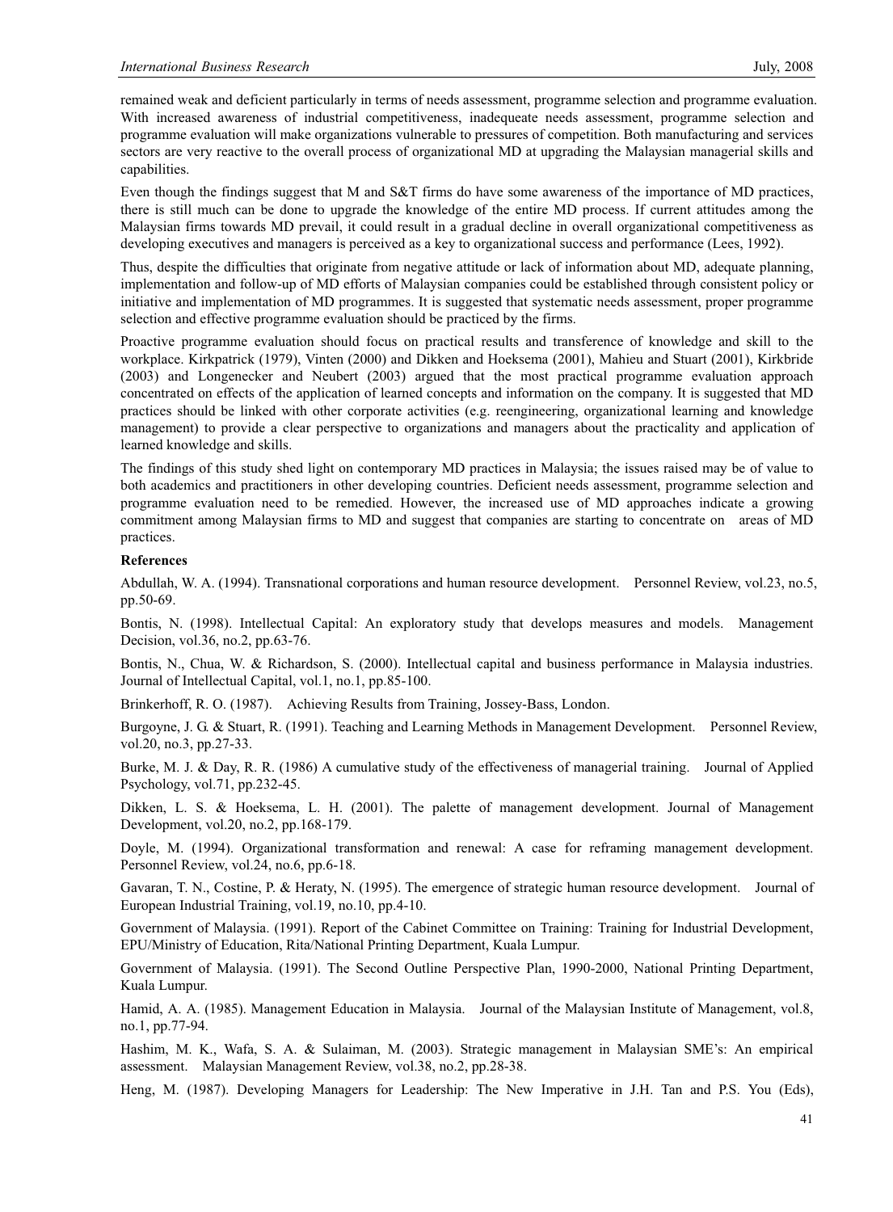remained weak and deficient particularly in terms of needs assessment, programme selection and programme evaluation. With increased awareness of industrial competitiveness, inadequeate needs assessment, programme selection and programme evaluation will make organizations vulnerable to pressures of competition. Both manufacturing and services sectors are very reactive to the overall process of organizational MD at upgrading the Malaysian managerial skills and capabilities.

Even though the findings suggest that M and S&T firms do have some awareness of the importance of MD practices, there is still much can be done to upgrade the knowledge of the entire MD process. If current attitudes among the Malaysian firms towards MD prevail, it could result in a gradual decline in overall organizational competitiveness as developing executives and managers is perceived as a key to organizational success and performance (Lees, 1992).

Thus, despite the difficulties that originate from negative attitude or lack of information about MD, adequate planning, implementation and follow-up of MD efforts of Malaysian companies could be established through consistent policy or initiative and implementation of MD programmes. It is suggested that systematic needs assessment, proper programme selection and effective programme evaluation should be practiced by the firms.

Proactive programme evaluation should focus on practical results and transference of knowledge and skill to the workplace. Kirkpatrick (1979), Vinten (2000) and Dikken and Hoeksema (2001), Mahieu and Stuart (2001), Kirkbride (2003) and Longenecker and Neubert (2003) argued that the most practical programme evaluation approach concentrated on effects of the application of learned concepts and information on the company. It is suggested that MD practices should be linked with other corporate activities (e.g. reengineering, organizational learning and knowledge management) to provide a clear perspective to organizations and managers about the practicality and application of learned knowledge and skills.

The findings of this study shed light on contemporary MD practices in Malaysia; the issues raised may be of value to both academics and practitioners in other developing countries. Deficient needs assessment, programme selection and programme evaluation need to be remedied. However, the increased use of MD approaches indicate a growing commitment among Malaysian firms to MD and suggest that companies are starting to concentrate on areas of MD practices.

**References**

Abdullah, W. A. (1994). Transnational corporations and human resource development. Personnel Review, vol.23, no.5, pp.50-69.

Bontis, N. (1998). Intellectual Capital: An exploratory study that develops measures and models. Management Decision, vol.36, no.2, pp.63-76.

Bontis, N., Chua, W. & Richardson, S. (2000). Intellectual capital and business performance in Malaysia industries. Journal of Intellectual Capital, vol.1, no.1, pp.85-100.

Brinkerhoff, R. O. (1987). Achieving Results from Training, Jossey-Bass, London.

Burgoyne, J. G. & Stuart, R. (1991). Teaching and Learning Methods in Management Development. Personnel Review, vol.20, no.3, pp.27-33.

Burke, M. J. & Day, R. R. (1986) A cumulative study of the effectiveness of managerial training. Journal of Applied Psychology, vol.71, pp.232-45.

Dikken, L. S. & Hoeksema, L. H. (2001). The palette of management development. Journal of Management Development, vol.20, no.2, pp.168-179.

Doyle, M. (1994). Organizational transformation and renewal: A case for reframing management development. Personnel Review, vol.24, no.6, pp.6-18.

Gavaran, T. N., Costine, P. & Heraty, N. (1995). The emergence of strategic human resource development. Journal of European Industrial Training, vol.19, no.10, pp.4-10.

Government of Malaysia. (1991). Report of the Cabinet Committee on Training: Training for Industrial Development, EPU/Ministry of Education, Rita/National Printing Department, Kuala Lumpur.

Government of Malaysia. (1991). The Second Outline Perspective Plan, 1990-2000, National Printing Department, Kuala Lumpur.

Hamid, A. A. (1985). Management Education in Malaysia. Journal of the Malaysian Institute of Management, vol.8, no.1, pp.77-94.

Hashim, M. K., Wafa, S. A. & Sulaiman, M. (2003). Strategic management in Malaysian SME's: An empirical assessment. Malaysian Management Review, vol.38, no.2, pp.28-38.

Heng, M. (1987). Developing Managers for Leadership: The New Imperative in J.H. Tan and P.S. You (Eds),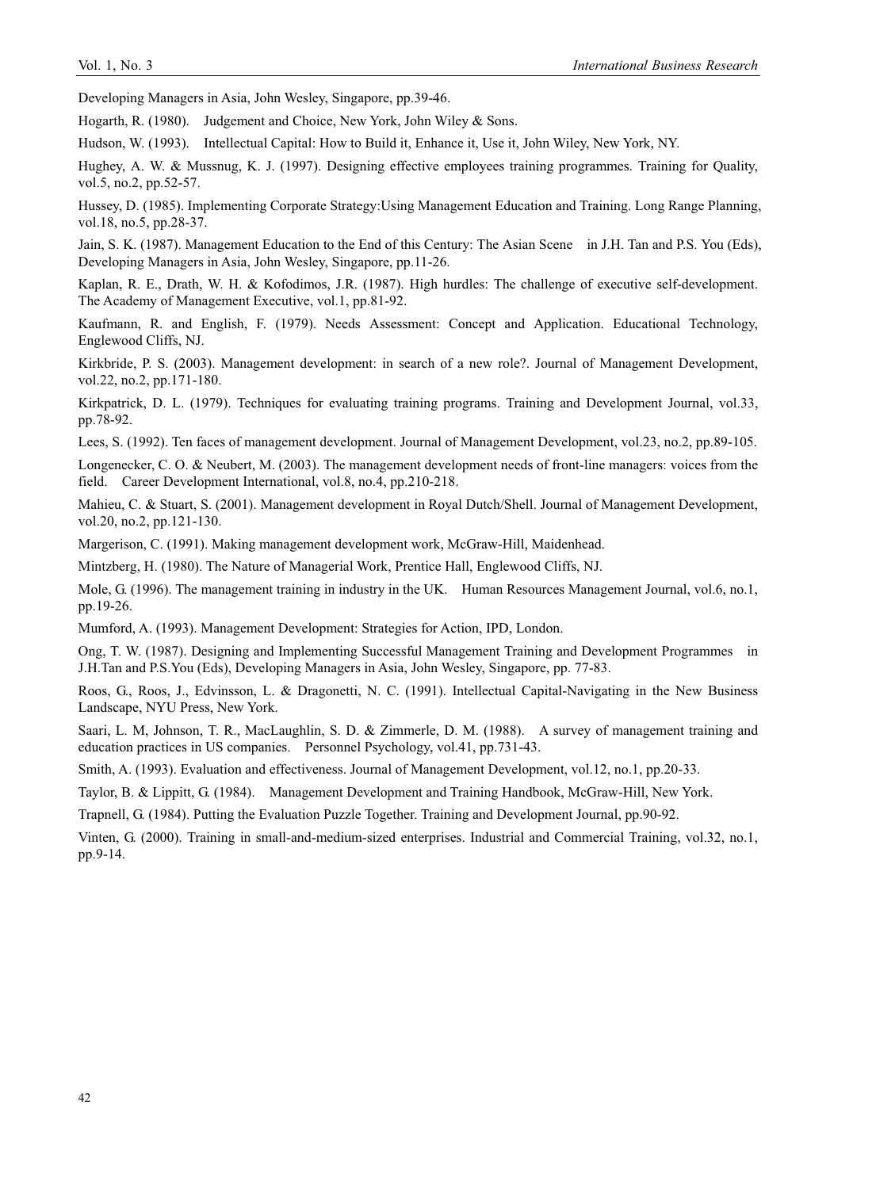Developing Managers in Asia, John Wesley, Singapore, pp.39-46.

Hogarth, R. (1980). Judgement and Choice, New York, John Wiley & Sons.

Hudson, W. (1993). Intellectual Capital: How to Build it, Enhance it, Use it, John Wiley, New York, NY.

Hughey, A. W. & Mussnug, K. J. (1997). Designing effective employees training programmes. Training for Quality, vol.5, no.2, pp.52-57.

Hussey, D. (1985). Implementing Corporate Strategy:Using Management Education and Training. Long Range Planning, vol.18, no.5, pp.28-37.

Jain, S. K. (1987). Management Education to the End of this Century: The Asian Scene in J.H. Tan and P.S. You (Eds), Developing Managers in Asia, John Wesley, Singapore, pp.11-26.

Kaplan, R. E., Drath, W. H. & Kofodimos, J.R. (1987). High hurdles: The challenge of executive self-development. The Academy of Management Executive, vol.1, pp.81-92.

Kaufmann, R. and English, F. (1979). Needs Assessment: Concept and Application. Educational Technology, Englewood Cliffs, NJ.

Kirkbride, P. S. (2003). Management development: in search of a new role?. Journal of Management Development, vol.22, no.2, pp.171-180.

Kirkpatrick, D. L. (1979). Techniques for evaluating training programs. Training and Development Journal, vol.33, pp.78-92.

Lees, S. (1992). Ten faces of management development. Journal of Management Development, vol.23, no.2, pp.89-105.

Longenecker, C. O. & Neubert, M. (2003). The management development needs of front-line managers: voices from the field. Career Development International, vol.8, no.4, pp.210-218.

Mahieu, C. & Stuart, S. (2001). Management development in Royal Dutch/Shell. Journal of Management Development, vol.20, no.2, pp.121-130.

Margerison, C. (1991). Making management development work, McGraw-Hill, Maidenhead.

Mintzberg, H. (1980). The Nature of Managerial Work, Prentice Hall, Englewood Cliffs, NJ.

Mole, G. (1996). The management training in industry in the UK. Human Resources Management Journal, vol.6, no.1, pp.19-26.

Mumford, A. (1993). Management Development: Strategies for Action, IPD, London.

Ong, T. W. (1987). Designing and Implementing Successful Management Training and Development Programmes in J.H.Tan and P.S.You (Eds), Developing Managers in Asia, John Wesley, Singapore, pp. 77-83.

Roos, G., Roos, J., Edvinsson, L. & Dragonetti, N. C. (1991). Intellectual Capital-Navigating in the New Business Landscape, NYU Press, New York.

Saari, L. M, Johnson, T. R., MacLaughlin, S. D. & Zimmerle, D. M. (1988). A survey of management training and education practices in US companies. Personnel Psychology, vol.41, pp.731-43.

Smith, A. (1993). Evaluation and effectiveness. Journal of Management Development, vol.12, no.1, pp.20-33.

Taylor, B. & Lippitt, G. (1984). Management Development and Training Handbook, McGraw-Hill, New York.

Trapnell, G. (1984). Putting the Evaluation Puzzle Together. Training and Development Journal, pp.90-92.

Vinten, G. (2000). Training in small-and-medium-sized enterprises. Industrial and Commercial Training, vol.32, no.1, pp.9-14.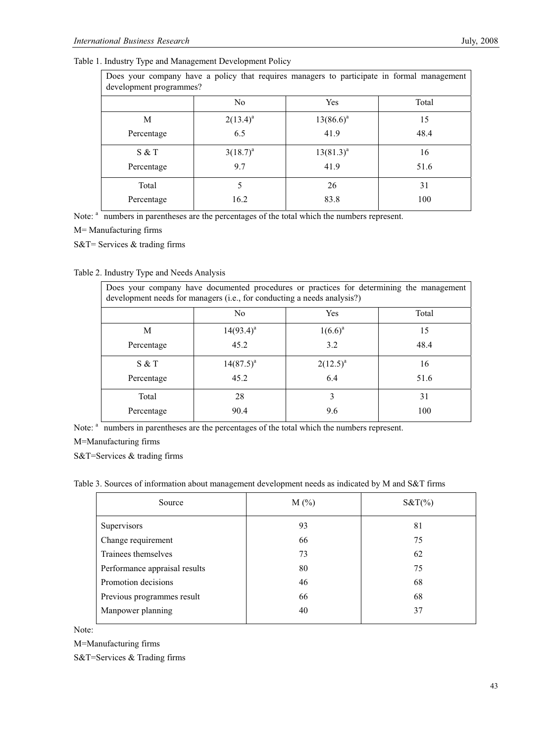Table 1. Industry Type and Management Development Policy

| Does your company have a policy that requires managers to participate in formal management development programmes? | | | |
|---|---|---|---|
| | No | Yes | Total |
| M | 2(13.4)[a] | 13(86.6)[a] | 15 |
| Percentage | 6.5 | 41.9 | 48.4 |
| S & T | 3(18.7)[a] | 13(81.3)[a] | 16 |
| Percentage | 9.7 | 41.9 | 51.6 |
| Total | 5 | 26 | 31 |
| Percentage | 16.2 | 83.8 | 100 |

Note: [a] numbers in parentheses are the percentages of the total which the numbers represent.

M= Manufacturing firms

S&T= Services & trading firms

Table 2. Industry Type and Needs Analysis

| Does your company have documented procedures or practices for determining the management development needs for managers (i.e., for conducting a needs analysis?) | | | |
|---|---|---|---|
| | No | Yes | Total |
| M | 14(93.4)[a] | 1(6.6)[a] | 15 |
| Percentage | 45.2 | 3.2 | 48.4 |
| S & T | 14(87.5)[a] | 2(12.5)[a] | 16 |
| Percentage | 45.2 | 6.4 | 51.6 |
| Total | 28 | 3 | 31 |
| Percentage | 90.4 | 9.6 | 100 |

Note: [a] numbers in parentheses are the percentages of the total which the numbers represent.

M=Manufacturing firms

S&T=Services & trading firms

Table 3. Sources of information about management development needs as indicated by M and S&T firms

| Source | M (%) | S&T(%) |
|---|---|---|
| Supervisors | 93 | 81 |
| Change requirement | 66 | 75 |
| Trainees themselves | 73 | 62 |
| Performance appraisal results | 80 | 75 |
| Promotion decisions | 46 | 68 |
| Previous programmes result | 66 | 68 |
| Manpower planning | 40 | 37 |

Note:

M=Manufacturing firms

S&T=Services & Trading firms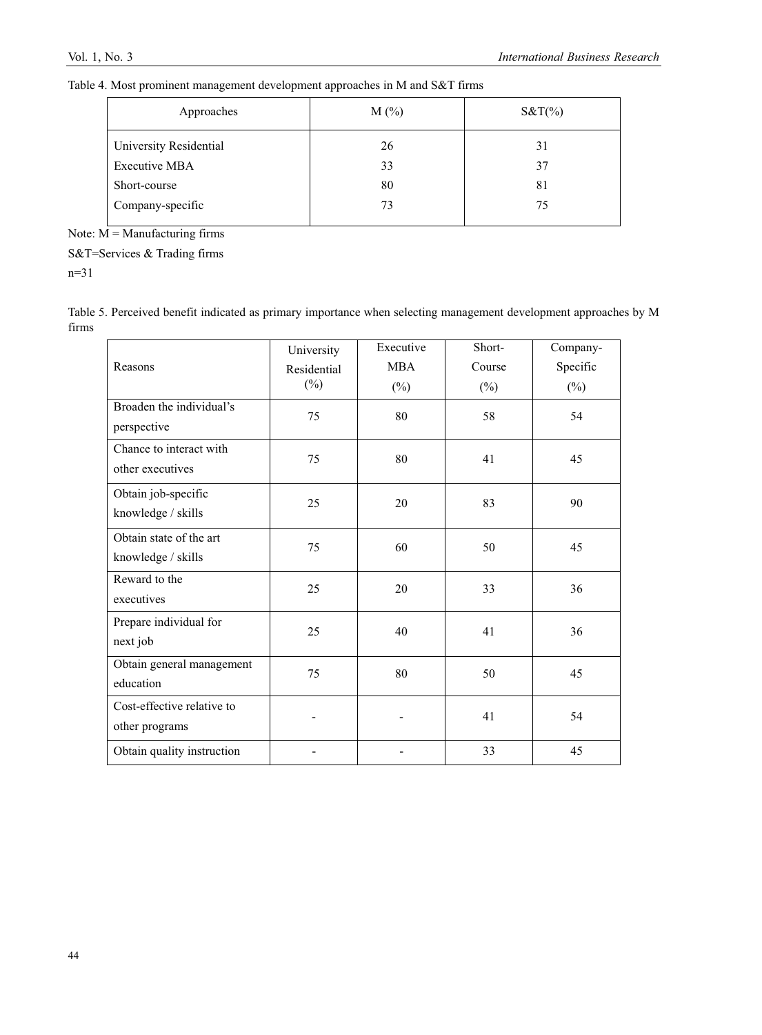Table 4. Most prominent management development approaches in M and S&T firms

| Approaches | M (%) | S&T(%) |
|---|---|---|
| University Residential | 26 | 31 |
| Executive MBA | 33 | 37 |
| Short-course | 80 | 81 |
| Company-specific | 73 | 75 |

Note: M = Manufacturing firms

S&T=Services & Trading firms

n=31

Table 5. Perceived benefit indicated as primary importance when selecting management development approaches by M firms

| Reasons | University Residential (%) | Executive MBA (%) | Short-Course (%) | Company-Specific (%) |
|---|---|---|---|---|
| Broaden the individual's perspective | 75 | 80 | 58 | 54 |
| Chance to interact with other executives | 75 | 80 | 41 | 45 |
| Obtain job-specific knowledge / skills | 25 | 20 | 83 | 90 |
| Obtain state of the art knowledge / skills | 75 | 60 | 50 | 45 |
| Reward to the executives | 25 | 20 | 33 | 36 |
| Prepare individual for next job | 25 | 40 | 41 | 36 |
| Obtain general management education | 75 | 80 | 50 | 45 |
| Cost-effective relative to other programs | - | - | 41 | 54 |
| Obtain quality instruction | - | - | 33 | 45 |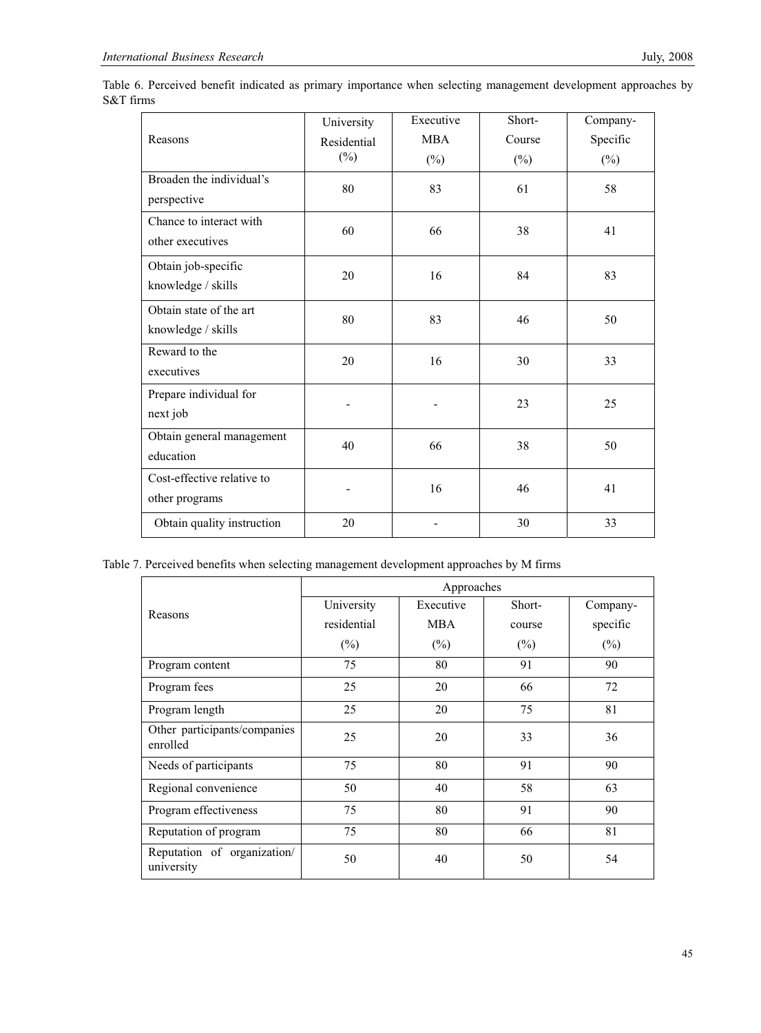Table 6. Perceived benefit indicated as primary importance when selecting management development approaches by S&T firms

| Reasons | University Residential (%) | Executive MBA (%) | Short-Course (%) | Company-Specific (%) |
|---|---|---|---|---|
| Broaden the individual's perspective | 80 | 83 | 61 | 58 |
| Chance to interact with other executives | 60 | 66 | 38 | 41 |
| Obtain job-specific knowledge / skills | 20 | 16 | 84 | 83 |
| Obtain state of the art knowledge / skills | 80 | 83 | 46 | 50 |
| Reward to the executives | 20 | 16 | 30 | 33 |
| Prepare individual for next job | - | - | 23 | 25 |
| Obtain general management education | 40 | 66 | 38 | 50 |
| Cost-effective relative to other programs | - | 16 | 46 | 41 |
| Obtain quality instruction | 20 | - | 30 | 33 |

Table 7. Perceived benefits when selecting management development approaches by M firms

| Reasons | Approaches | | | |
|---|---|---|---|---|
| | University residential (%) | Executive MBA (%) | Short-course (%) | Company-specific (%) |
| Program content | 75 | 80 | 91 | 90 |
| Program fees | 25 | 20 | 66 | 72 |
| Program length | 25 | 20 | 75 | 81 |
| Other participants/companies enrolled | 25 | 20 | 33 | 36 |
| Needs of participants | 75 | 80 | 91 | 90 |
| Regional convenience | 50 | 40 | 58 | 63 |
| Program effectiveness | 75 | 80 | 91 | 90 |
| Reputation of program | 75 | 80 | 66 | 81 |
| Reputation of organization/ university | 50 | 40 | 50 | 54 |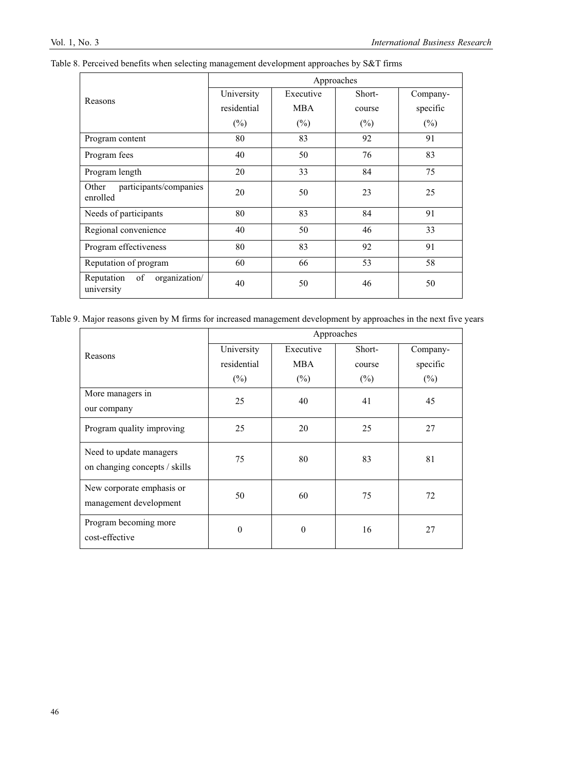Table 8. Perceived benefits when selecting management development approaches by S&T firms

| Reasons | Approaches | | | |
|---|---|---|---|---|
| | University residential (%) | Executive MBA (%) | Short-course (%) | Company-specific (%) |
| Program content | 80 | 83 | 92 | 91 |
| Program fees | 40 | 50 | 76 | 83 |
| Program length | 20 | 33 | 84 | 75 |
| Other participants/companies enrolled | 20 | 50 | 23 | 25 |
| Needs of participants | 80 | 83 | 84 | 91 |
| Regional convenience | 40 | 50 | 46 | 33 |
| Program effectiveness | 80 | 83 | 92 | 91 |
| Reputation of program | 60 | 66 | 53 | 58 |
| Reputation of organization/ university | 40 | 50 | 46 | 50 |

Table 9. Major reasons given by M firms for increased management development by approaches in the next five years

| Reasons | Approaches | | | |
|---|---|---|---|---|
| | University residential (%) | Executive MBA (%) | Short-course (%) | Company-specific (%) |
| More managers in our company | 25 | 40 | 41 | 45 |
| Program quality improving | 25 | 20 | 25 | 27 |
| Need to update managers on changing concepts / skills | 75 | 80 | 83 | 81 |
| New corporate emphasis or management development | 50 | 60 | 75 | 72 |
| Program becoming more cost-effective | 0 | 0 | 16 | 27 |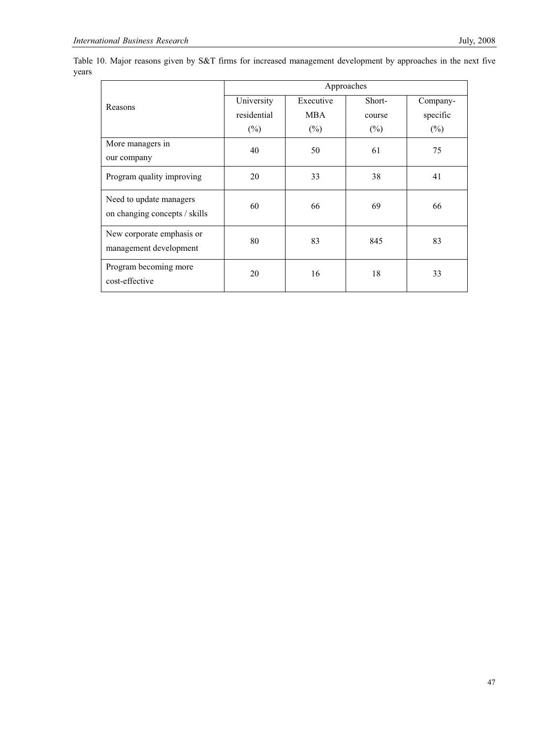Table 10. Major reasons given by S&T firms for increased management development by approaches in the next five years

| Reasons | Approaches | | | |
|---|---|---|---|---|
| | University residential (%) | Executive MBA (%) | Short-course (%) | Company-specific (%) |
| More managers in our company | 40 | 50 | 61 | 75 |
| Program quality improving | 20 | 33 | 38 | 41 |
| Need to update managers on changing concepts / skills | 60 | 66 | 69 | 66 |
| New corporate emphasis or management development | 80 | 83 | 845 | 83 |
| Program becoming more cost-effective | 20 | 16 | 18 | 33 |